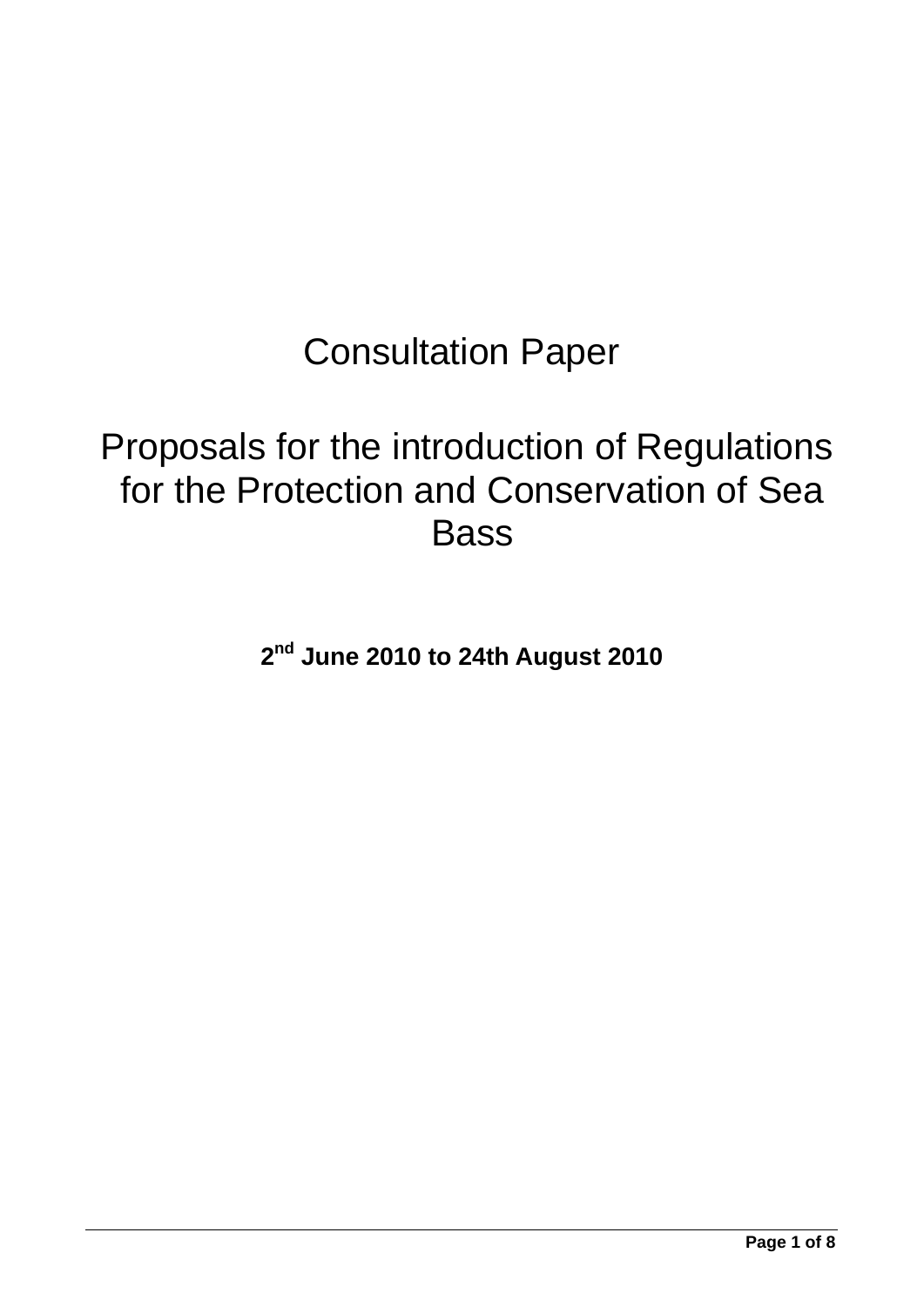# Consultation Paper

# Proposals for the introduction of Regulations for the Protection and Conservation of Sea Bass

**2nd June 2010 to 24th August 2010**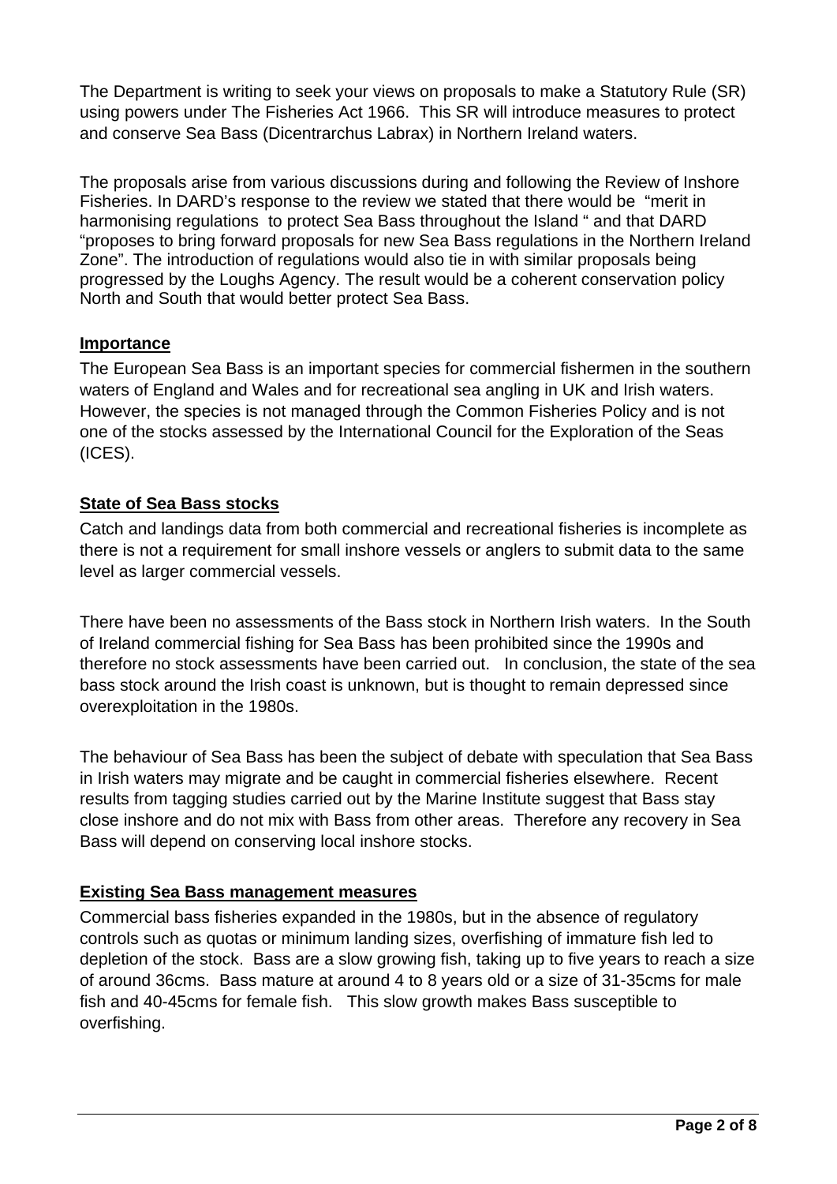The Department is writing to seek your views on proposals to make a Statutory Rule (SR) using powers under The Fisheries Act 1966. This SR will introduce measures to protect and conserve Sea Bass (Dicentrarchus Labrax) in Northern Ireland waters.

The proposals arise from various discussions during and following the Review of Inshore Fisheries. In DARD's response to the review we stated that there would be "merit in harmonising regulations to protect Sea Bass throughout the Island " and that DARD "proposes to bring forward proposals for new Sea Bass regulations in the Northern Ireland Zone". The introduction of regulations would also tie in with similar proposals being progressed by the Loughs Agency. The result would be a coherent conservation policy North and South that would better protect Sea Bass.

**Importance**

The European Sea Bass is an important species for commercial fishermen in the southern waters of England and Wales and for recreational sea angling in UK and Irish waters. However, the species is not managed through the Common Fisheries Policy and is not one of the stocks assessed by the International Council for the Exploration of the Seas (ICES).

**State of Sea Bass stocks**

Catch and landings data from both commercial and recreational fisheries is incomplete as there is not a requirement for small inshore vessels or anglers to submit data to the same level as larger commercial vessels.

There have been no assessments of the Bass stock in Northern Irish waters. In the South of Ireland commercial fishing for Sea Bass has been prohibited since the 1990s and therefore no stock assessments have been carried out. In conclusion, the state of the sea bass stock around the Irish coast is unknown, but is thought to remain depressed since overexploitation in the 1980s.

The behaviour of Sea Bass has been the subject of debate with speculation that Sea Bass in Irish waters may migrate and be caught in commercial fisheries elsewhere. Recent results from tagging studies carried out by the Marine Institute suggest that Bass stay close inshore and do not mix with Bass from other areas. Therefore any recovery in Sea Bass will depend on conserving local inshore stocks.

**Existing Sea Bass management measures**

Commercial bass fisheries expanded in the 1980s, but in the absence of regulatory controls such as quotas or minimum landing sizes, overfishing of immature fish led to depletion of the stock. Bass are a slow growing fish, taking up to five years to reach a size of around 36cms. Bass mature at around 4 to 8 years old or a size of 31-35cms for male fish and 40-45cms for female fish. This slow growth makes Bass susceptible to overfishing.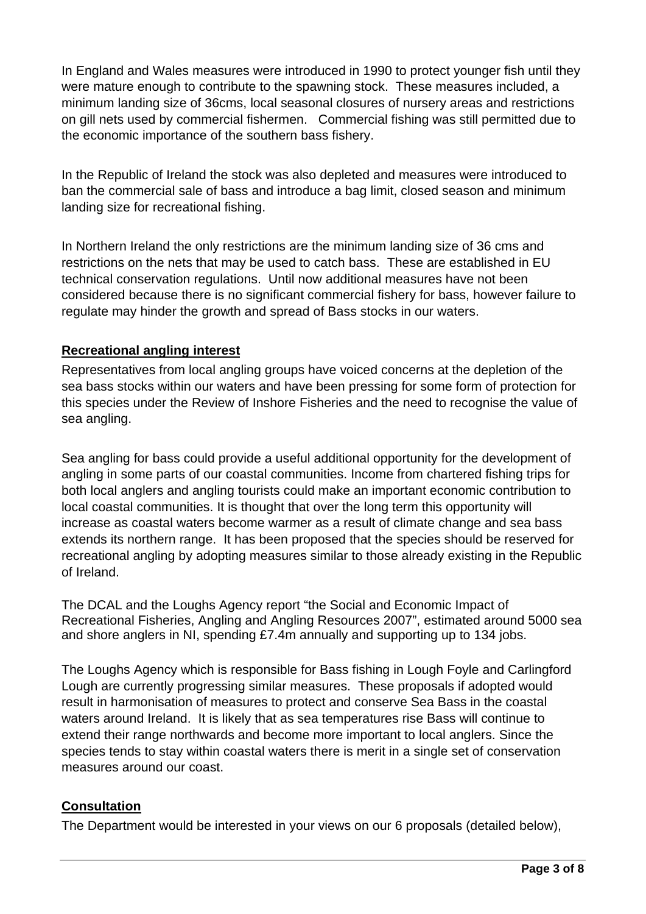In England and Wales measures were introduced in 1990 to protect younger fish until they were mature enough to contribute to the spawning stock. These measures included, a minimum landing size of 36cms, local seasonal closures of nursery areas and restrictions on gill nets used by commercial fishermen. Commercial fishing was still permitted due to the economic importance of the southern bass fishery.

In the Republic of Ireland the stock was also depleted and measures were introduced to ban the commercial sale of bass and introduce a bag limit, closed season and minimum landing size for recreational fishing.

In Northern Ireland the only restrictions are the minimum landing size of 36 cms and restrictions on the nets that may be used to catch bass. These are established in EU technical conservation regulations. Until now additional measures have not been considered because there is no significant commercial fishery for bass, however failure to regulate may hinder the growth and spread of Bass stocks in our waters.

## Recreational angling interest

Representatives from local angling groups have voiced concerns at the depletion of the sea bass stocks within our waters and have been pressing for some form of protection for this species under the Review of Inshore Fisheries and the need to recognise the value of sea angling.

Sea angling for bass could provide a useful additional opportunity for the development of angling in some parts of our coastal communities. Income from chartered fishing trips for both local anglers and angling tourists could make an important economic contribution to local coastal communities. It is thought that over the long term this opportunity will increase as coastal waters become warmer as a result of climate change and sea bass extends its northern range. It has been proposed that the species should be reserved for recreational angling by adopting measures similar to those already existing in the Republic of Ireland.

The DCAL and the Loughs Agency report "the Social and Economic Impact of Recreational Fisheries, Angling and Angling Resources 2007", estimated around 5000 sea and shore anglers in NI, spending £7.4m annually and supporting up to 134 jobs.

The Loughs Agency which is responsible for Bass fishing in Lough Foyle and Carlingford Lough are currently progressing similar measures. These proposals if adopted would result in harmonisation of measures to protect and conserve Sea Bass in the coastal waters around Ireland. It is likely that as sea temperatures rise Bass will continue to extend their range northwards and become more important to local anglers. Since the species tends to stay within coastal waters there is merit in a single set of conservation measures around our coast.

## Consultation

The Department would be interested in your views on our 6 proposals (detailed below),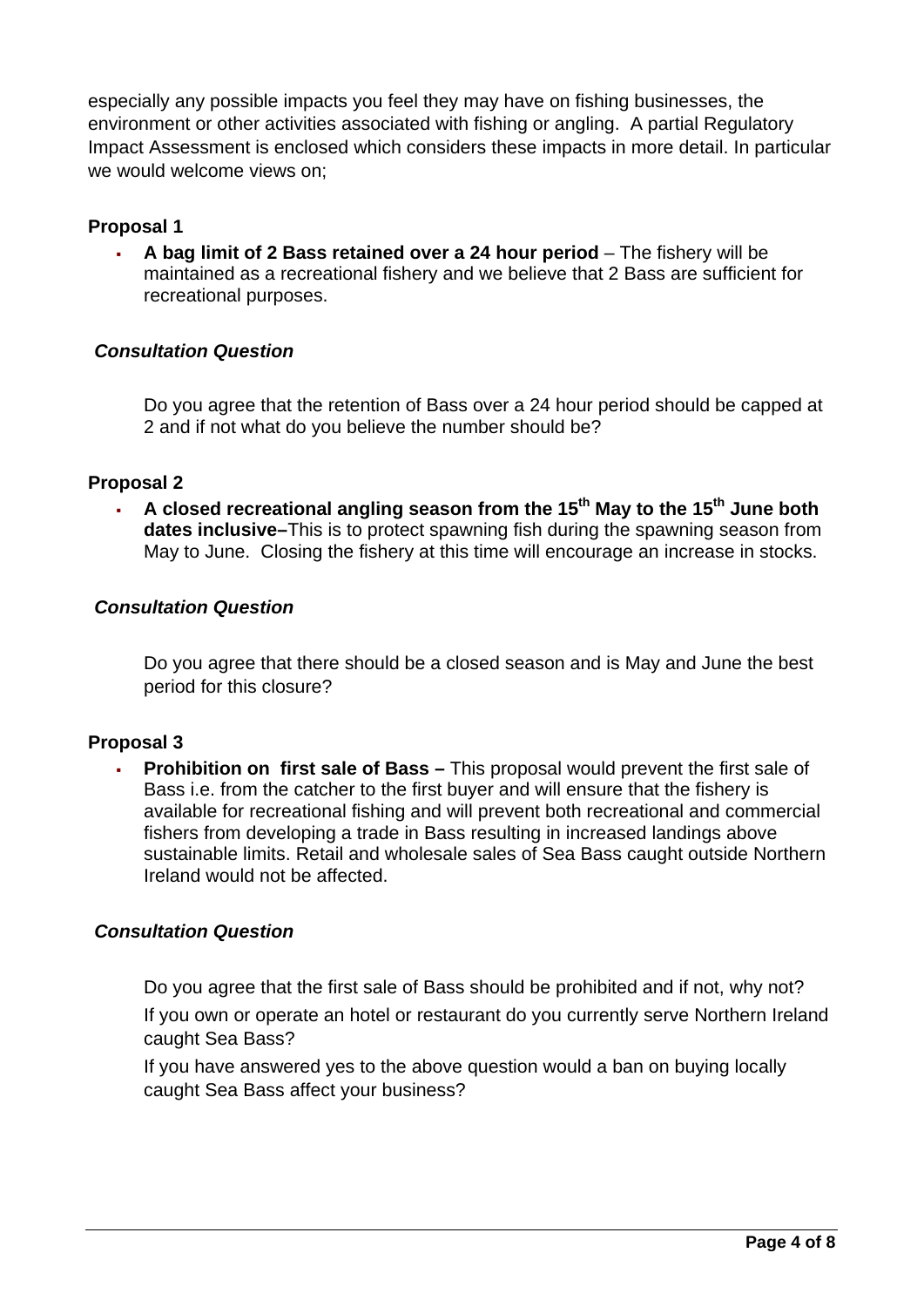especially any possible impacts you feel they may have on fishing businesses, the environment or other activities associated with fishing or angling. A partial Regulatory Impact Assessment is enclosed which considers these impacts in more detail. In particular we would welcome views on;

**Proposal 1**

- **A bag limit of 2 Bass retained over a 24 hour period** – The fishery will be maintained as a recreational fishery and we believe that 2 Bass are sufficient for recreational purposes.

***Consultation Question***

Do you agree that the retention of Bass over a 24 hour period should be capped at 2 and if not what do you believe the number should be?

**Proposal 2**

- **A closed recreational angling season from the 15th May to the 15th June both dates inclusive–**This is to protect spawning fish during the spawning season from May to June. Closing the fishery at this time will encourage an increase in stocks.

***Consultation Question***

Do you agree that there should be a closed season and is May and June the best period for this closure?

**Proposal 3**

- **Prohibition on first sale of Bass –** This proposal would prevent the first sale of Bass i.e. from the catcher to the first buyer and will ensure that the fishery is available for recreational fishing and will prevent both recreational and commercial fishers from developing a trade in Bass resulting in increased landings above sustainable limits. Retail and wholesale sales of Sea Bass caught outside Northern Ireland would not be affected.

***Consultation Question***

Do you agree that the first sale of Bass should be prohibited and if not, why not?

If you own or operate an hotel or restaurant do you currently serve Northern Ireland caught Sea Bass?

If you have answered yes to the above question would a ban on buying locally caught Sea Bass affect your business?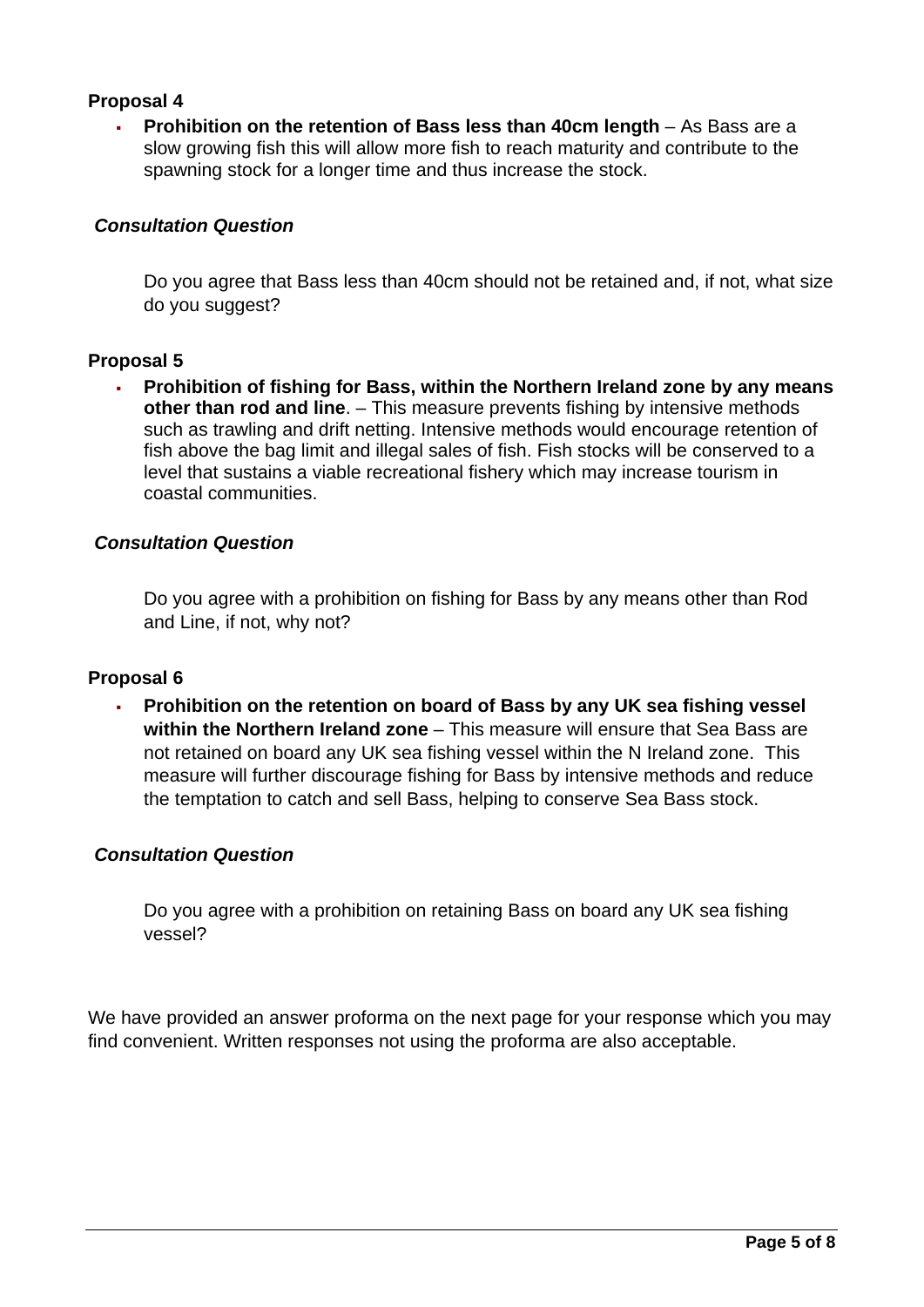**Proposal 4**

- **Prohibition on the retention of Bass less than 40cm length** – As Bass are a slow growing fish this will allow more fish to reach maturity and contribute to the spawning stock for a longer time and thus increase the stock.

***Consultation Question***

Do you agree that Bass less than 40cm should not be retained and, if not, what size do you suggest?

**Proposal 5**

- **Prohibition of fishing for Bass, within the Northern Ireland zone by any means other than rod and line**. – This measure prevents fishing by intensive methods such as trawling and drift netting. Intensive methods would encourage retention of fish above the bag limit and illegal sales of fish. Fish stocks will be conserved to a level that sustains a viable recreational fishery which may increase tourism in coastal communities.

***Consultation Question***

Do you agree with a prohibition on fishing for Bass by any means other than Rod and Line, if not, why not?

**Proposal 6**

- **Prohibition on the retention on board of Bass by any UK sea fishing vessel within the Northern Ireland zone** – This measure will ensure that Sea Bass are not retained on board any UK sea fishing vessel within the N Ireland zone. This measure will further discourage fishing for Bass by intensive methods and reduce the temptation to catch and sell Bass, helping to conserve Sea Bass stock.

***Consultation Question***

Do you agree with a prohibition on retaining Bass on board any UK sea fishing vessel?

We have provided an answer proforma on the next page for your response which you may find convenient. Written responses not using the proforma are also acceptable.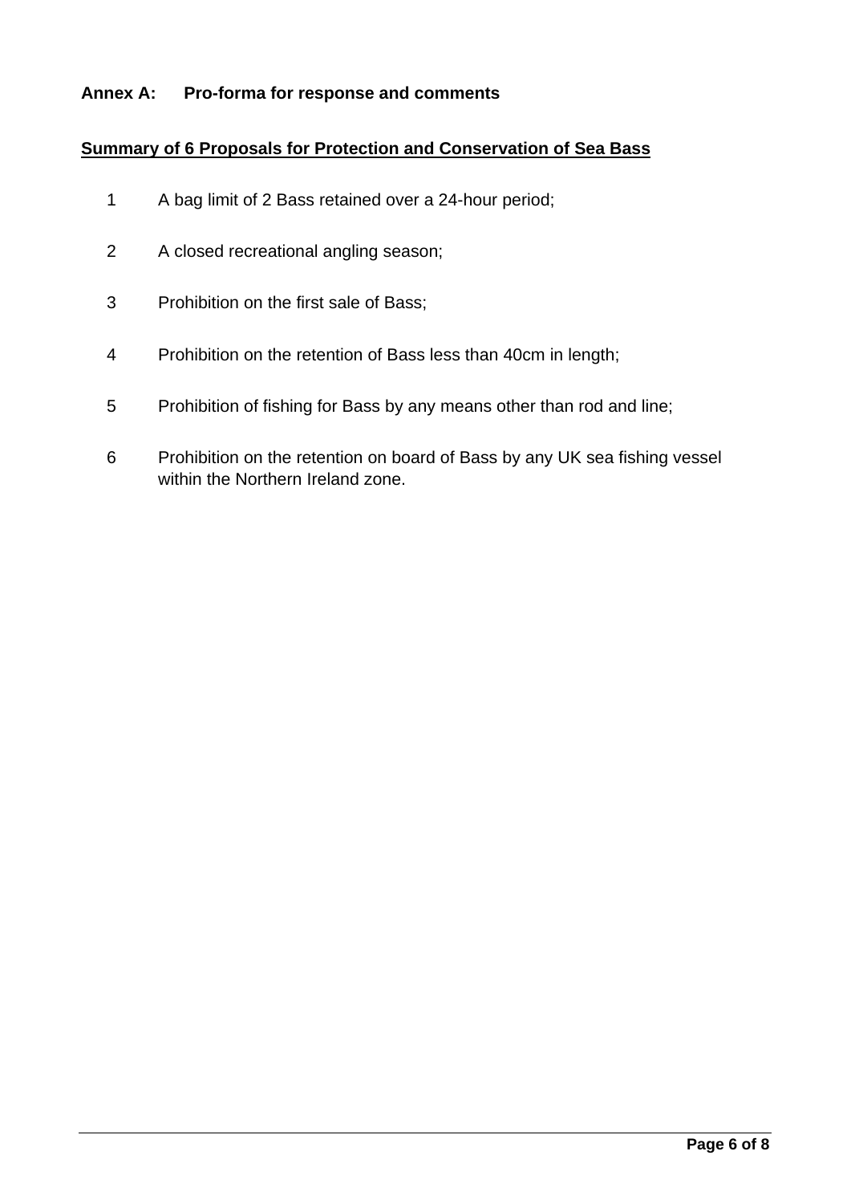**Annex A: Pro-forma for response and comments**

**Summary of 6 Proposals for Protection and Conservation of Sea Bass**

1. A bag limit of 2 Bass retained over a 24-hour period;
2. A closed recreational angling season;
3. Prohibition on the first sale of Bass;
4. Prohibition on the retention of Bass less than 40cm in length;
5. Prohibition of fishing for Bass by any means other than rod and line;
6. Prohibition on the retention on board of Bass by any UK sea fishing vessel within the Northern Ireland zone.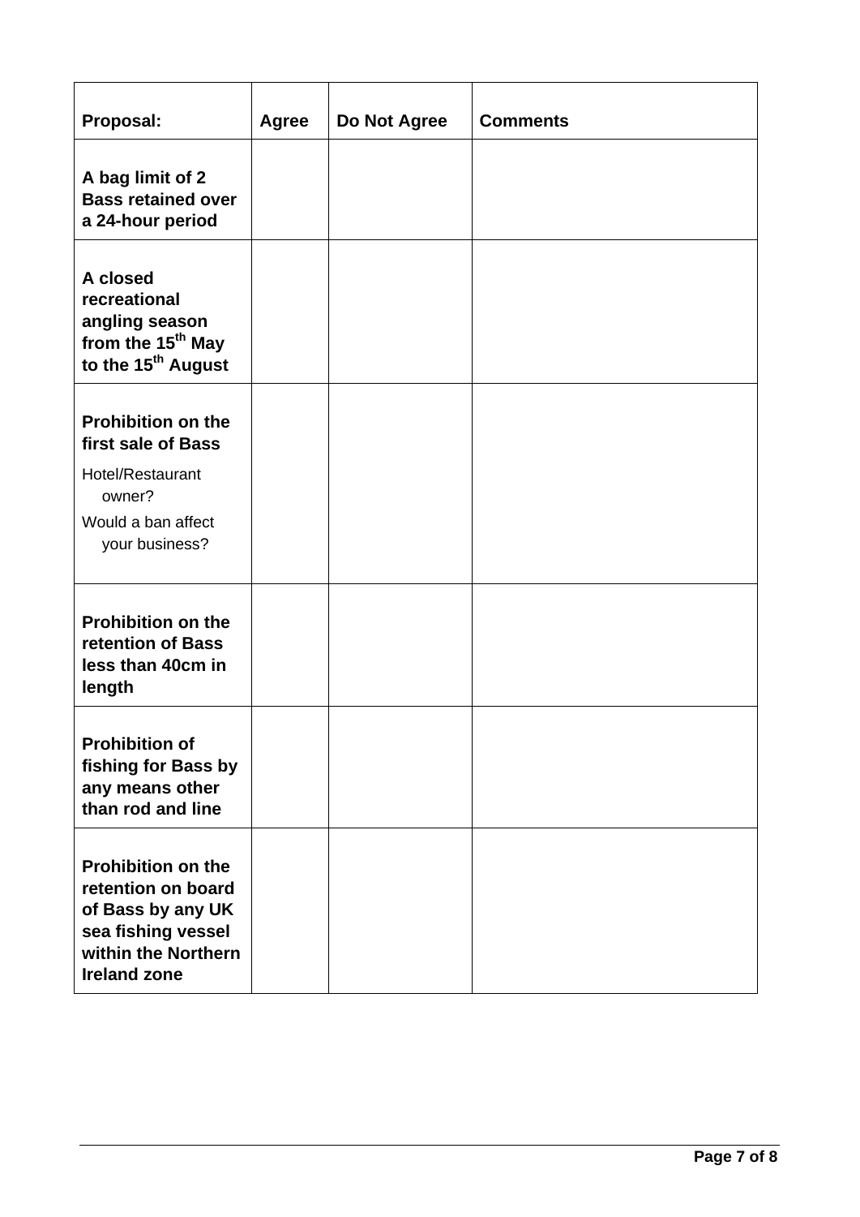| **Proposal:** | **Agree** | **Do Not Agree** | **Comments** |
|---|---|---|---|
| **A bag limit of 2 Bass retained over a 24-hour period** | | | |
| **A closed recreational angling season from the 15th May to the 15th August** | | | |
| **Prohibition on the first sale of Bass**<br>Hotel/Restaurant owner?<br>Would a ban affect your business? | | | |
| **Prohibition on the retention of Bass less than 40cm in length** | | | |
| **Prohibition of fishing for Bass by any means other than rod and line** | | | |
| **Prohibition on the retention on board of Bass by any UK sea fishing vessel within the Northern Ireland zone** | | | |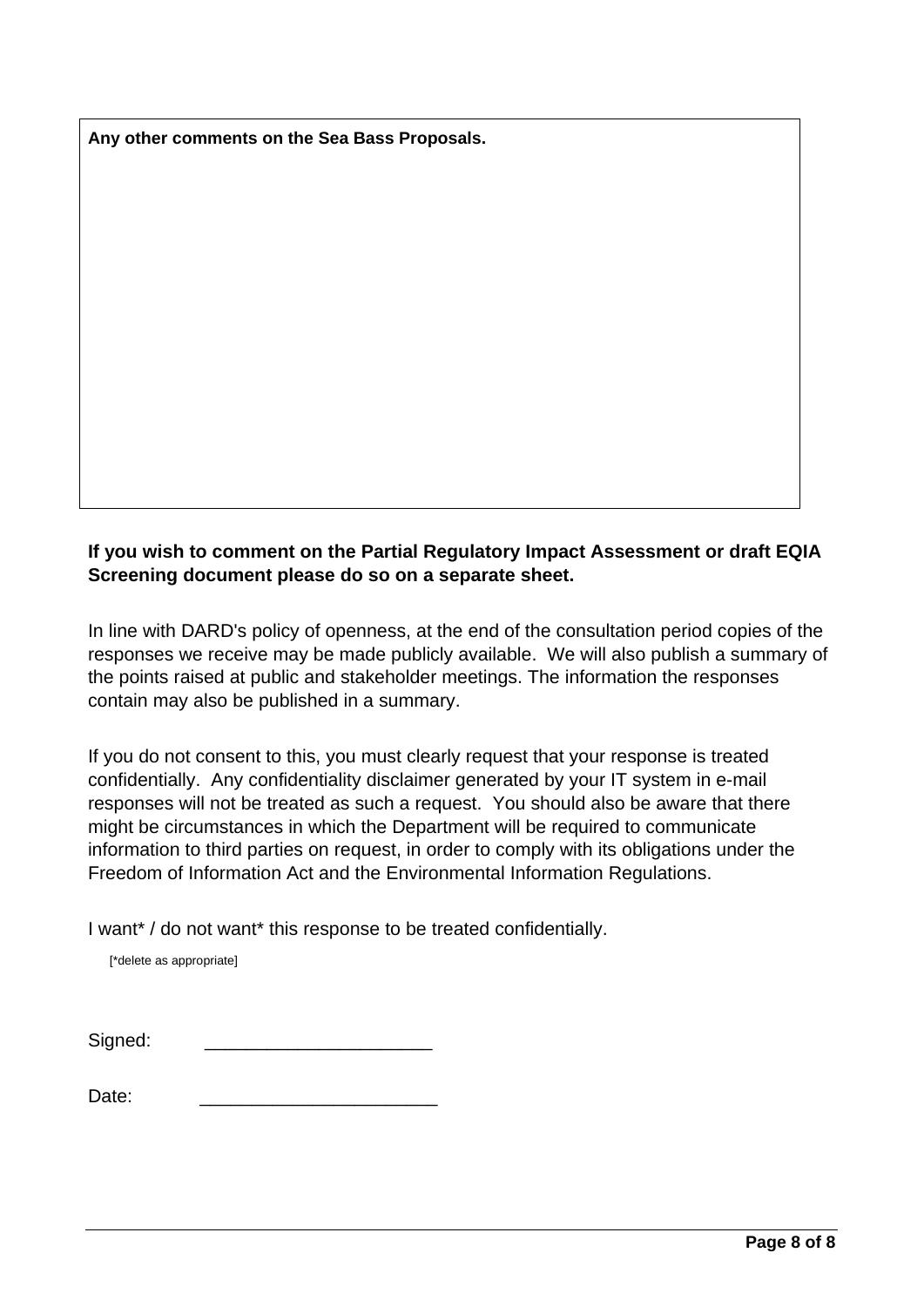**Any other comments on the Sea Bass Proposals.**

**If you wish to comment on the Partial Regulatory Impact Assessment or draft EQIA Screening document please do so on a separate sheet.**

In line with DARD's policy of openness, at the end of the consultation period copies of the responses we receive may be made publicly available. We will also publish a summary of the points raised at public and stakeholder meetings. The information the responses contain may also be published in a summary.

If you do not consent to this, you must clearly request that your response is treated confidentially. Any confidentiality disclaimer generated by your IT system in e-mail responses will not be treated as such a request. You should also be aware that there might be circumstances in which the Department will be required to communicate information to third parties on request, in order to comply with its obligations under the Freedom of Information Act and the Environmental Information Regulations.

I want* / do not want* this response to be treated confidentially.

[*delete as appropriate]

Signed: ______________________

Date: _______________________